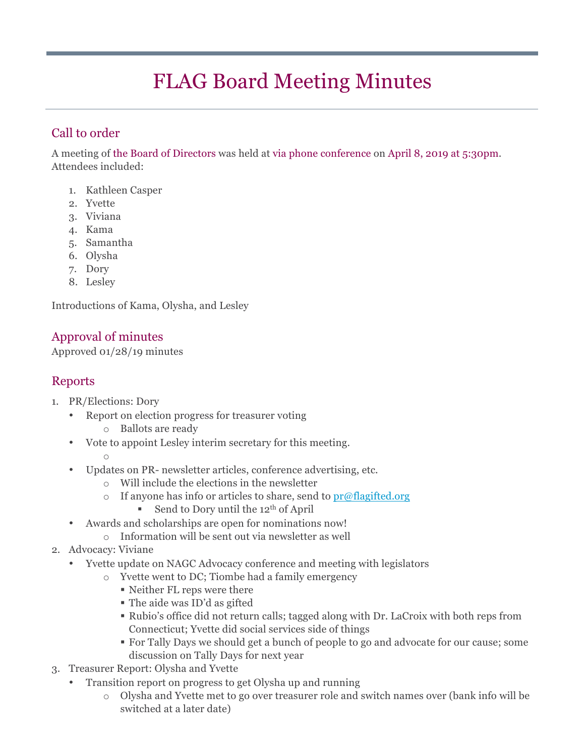# FLAG Board Meeting Minutes

## Call to order

A meeting of the Board of Directors was held at via phone conference on April 8, 2019 at 5:30pm. Attendees included:

1. Kathleen Casper
2. Yvette
3. Viviana
4. Kama
5. Samantha
6. Olysha
7. Dory
8. Lesley

Introductions of Kama, Olysha, and Lesley

## Approval of minutes

Approved 01/28/19 minutes

## Reports

1. PR/Elections: Dory
   - Report on election progress for treasurer voting
     - Ballots are ready
   - Vote to appoint Lesley interim secretary for this meeting.
     - 
   - Updates on PR- newsletter articles, conference advertising, etc.
     - Will include the elections in the newsletter
     - If anyone has info or articles to share, send to pr@flagifted.org
       - Send to Dory until the 12th of April
   - Awards and scholarships are open for nominations now!
     - Information will be sent out via newsletter as well
2. Advocacy: Viviane
   - Yvette update on NAGC Advocacy conference and meeting with legislators
     - Yvette went to DC; Tiombe had a family emergency
       - Neither FL reps were there
       - The aide was ID'd as gifted
       - Rubio's office did not return calls; tagged along with Dr. LaCroix with both reps from Connecticut; Yvette did social services side of things
       - For Tally Days we should get a bunch of people to go and advocate for our cause; some discussion on Tally Days for next year
3. Treasurer Report: Olysha and Yvette
   - Transition report on progress to get Olysha up and running
     - Olysha and Yvette met to go over treasurer role and switch names over (bank info will be switched at a later date)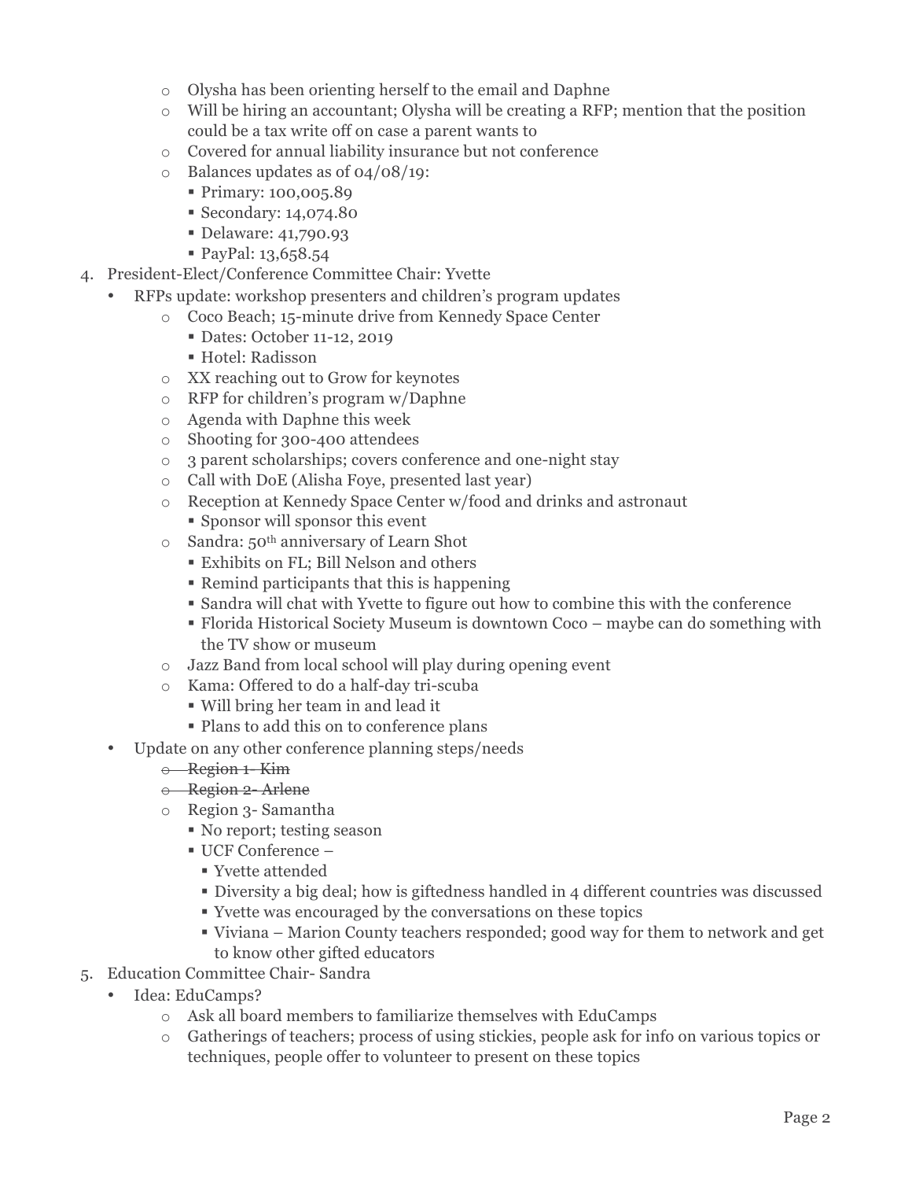- Olysha has been orienting herself to the email and Daphne
- Will be hiring an accountant; Olysha will be creating a RFP; mention that the position could be a tax write off on case a parent wants to
- Covered for annual liability insurance but not conference
- Balances updates as of 04/08/19:
  - Primary: 100,005.89
  - Secondary: 14,074.80
  - Delaware: 41,790.93
  - PayPal: 13,658.54

4. President-Elect/Conference Committee Chair: Yvette
   - RFPs update: workshop presenters and children's program updates
     - Coco Beach; 15-minute drive from Kennedy Space Center
       - Dates: October 11-12, 2019
       - Hotel: Radisson
     - XX reaching out to Grow for keynotes
     - RFP for children's program w/Daphne
     - Agenda with Daphne this week
     - Shooting for 300-400 attendees
     - 3 parent scholarships; covers conference and one-night stay
     - Call with DoE (Alisha Foye, presented last year)
     - Reception at Kennedy Space Center w/food and drinks and astronaut
       - Sponsor will sponsor this event
     - Sandra: 50th anniversary of Learn Shot
       - Exhibits on FL; Bill Nelson and others
       - Remind participants that this is happening
       - Sandra will chat with Yvette to figure out how to combine this with the conference
       - Florida Historical Society Museum is downtown Coco – maybe can do something with the TV show or museum
     - Jazz Band from local school will play during opening event
     - Kama: Offered to do a half-day tri-scuba
       - Will bring her team in and lead it
       - Plans to add this on to conference plans
   - Update on any other conference planning steps/needs
     - ~~Region 1- Kim~~
     - ~~Region 2- Arlene~~
     - Region 3- Samantha
       - No report; testing season
       - UCF Conference –
         - Yvette attended
         - Diversity a big deal; how is giftedness handled in 4 different countries was discussed
         - Yvette was encouraged by the conversations on these topics
         - Viviana – Marion County teachers responded; good way for them to network and get to know other gifted educators

5. Education Committee Chair- Sandra
   - Idea: EduCamps?
     - Ask all board members to familiarize themselves with EduCamps
     - Gatherings of teachers; process of using stickies, people ask for info on various topics or techniques, people offer to volunteer to present on these topics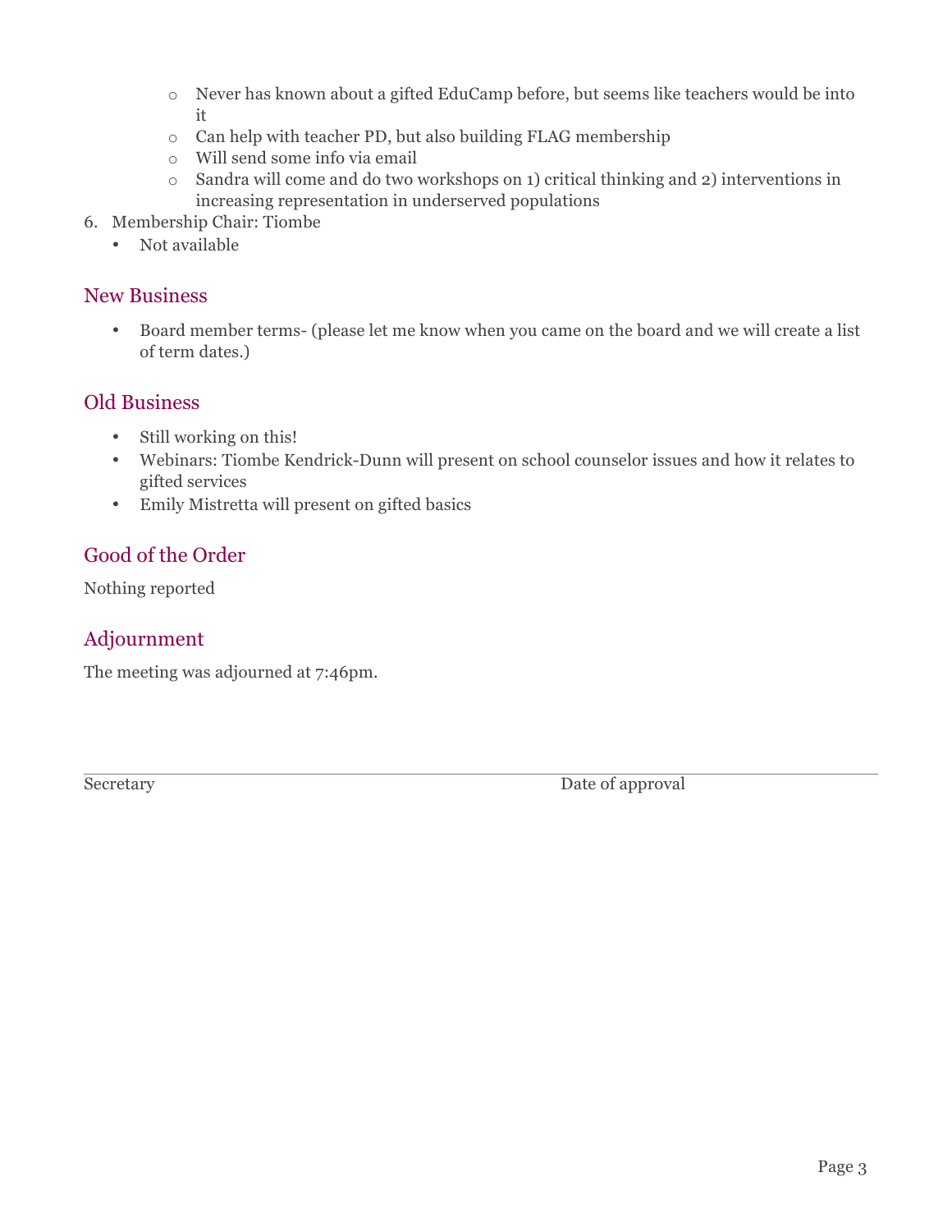- Never has known about a gifted EduCamp before, but seems like teachers would be into it
   - Can help with teacher PD, but also building FLAG membership
   - Will send some info via email
   - Sandra will come and do two workshops on 1) critical thinking and 2) interventions in increasing representation in underserved populations

6. Membership Chair: Tiombe
   - Not available

## New Business

- Board member terms- (please let me know when you came on the board and we will create a list of term dates.)

## Old Business

- Still working on this!
- Webinars: Tiombe Kendrick-Dunn will present on school counselor issues and how it relates to gifted services
- Emily Mistretta will present on gifted basics

## Good of the Order

Nothing reported

## Adjournment

The meeting was adjourned at 7:46pm.

Secretary                                                    Date of approval